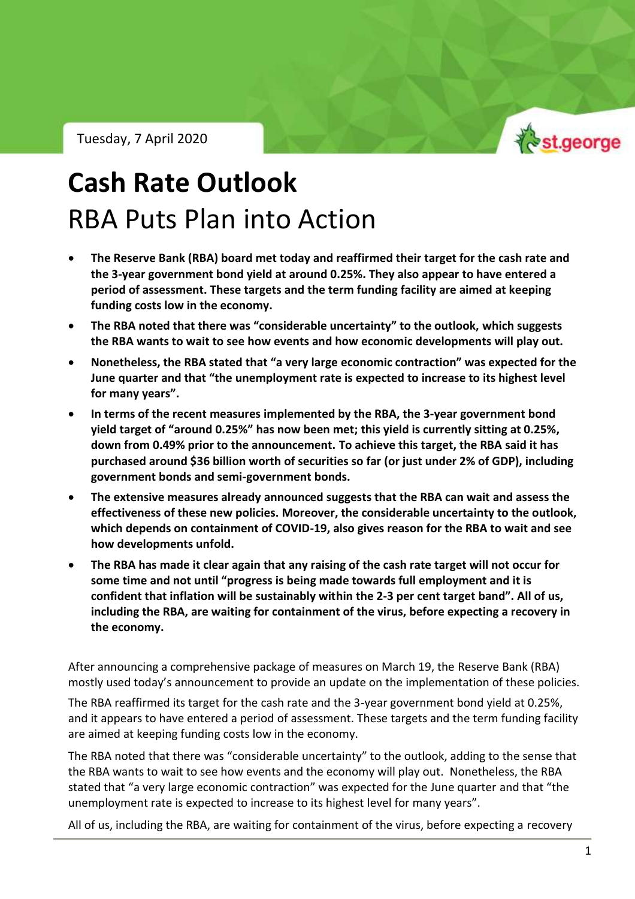Tuesday, 7 April 2020

# Cash Rate Outlook

## RBA Puts Plan into Action

- **The Reserve Bank (RBA) board met today and reaffirmed their target for the cash rate and the 3-year government bond yield at around 0.25%. They also appear to have entered a period of assessment. These targets and the term funding facility are aimed at keeping funding costs low in the economy.**
- **The RBA noted that there was "considerable uncertainty" to the outlook, which suggests the RBA wants to wait to see how events and how economic developments will play out.**
- **Nonetheless, the RBA stated that "a very large economic contraction" was expected for the June quarter and that "the unemployment rate is expected to increase to its highest level for many years".**
- **In terms of the recent measures implemented by the RBA, the 3-year government bond yield target of "around 0.25%" has now been met; this yield is currently sitting at 0.25%, down from 0.49% prior to the announcement. To achieve this target, the RBA said it has purchased around $36 billion worth of securities so far (or just under 2% of GDP), including government bonds and semi-government bonds.**
- **The extensive measures already announced suggests that the RBA can wait and assess the effectiveness of these new policies. Moreover, the considerable uncertainty to the outlook, which depends on containment of COVID-19, also gives reason for the RBA to wait and see how developments unfold.**
- **The RBA has made it clear again that any raising of the cash rate target will not occur for some time and not until "progress is being made towards full employment and it is confident that inflation will be sustainably within the 2-3 per cent target band". All of us, including the RBA, are waiting for containment of the virus, before expecting a recovery in the economy.**

After announcing a comprehensive package of measures on March 19, the Reserve Bank (RBA) mostly used today's announcement to provide an update on the implementation of these policies.

The RBA reaffirmed its target for the cash rate and the 3-year government bond yield at 0.25%, and it appears to have entered a period of assessment. These targets and the term funding facility are aimed at keeping funding costs low in the economy.

The RBA noted that there was "considerable uncertainty" to the outlook, adding to the sense that the RBA wants to wait to see how events and the economy will play out. Nonetheless, the RBA stated that "a very large economic contraction" was expected for the June quarter and that "the unemployment rate is expected to increase to its highest level for many years".

All of us, including the RBA, are waiting for containment of the virus, before expecting a recovery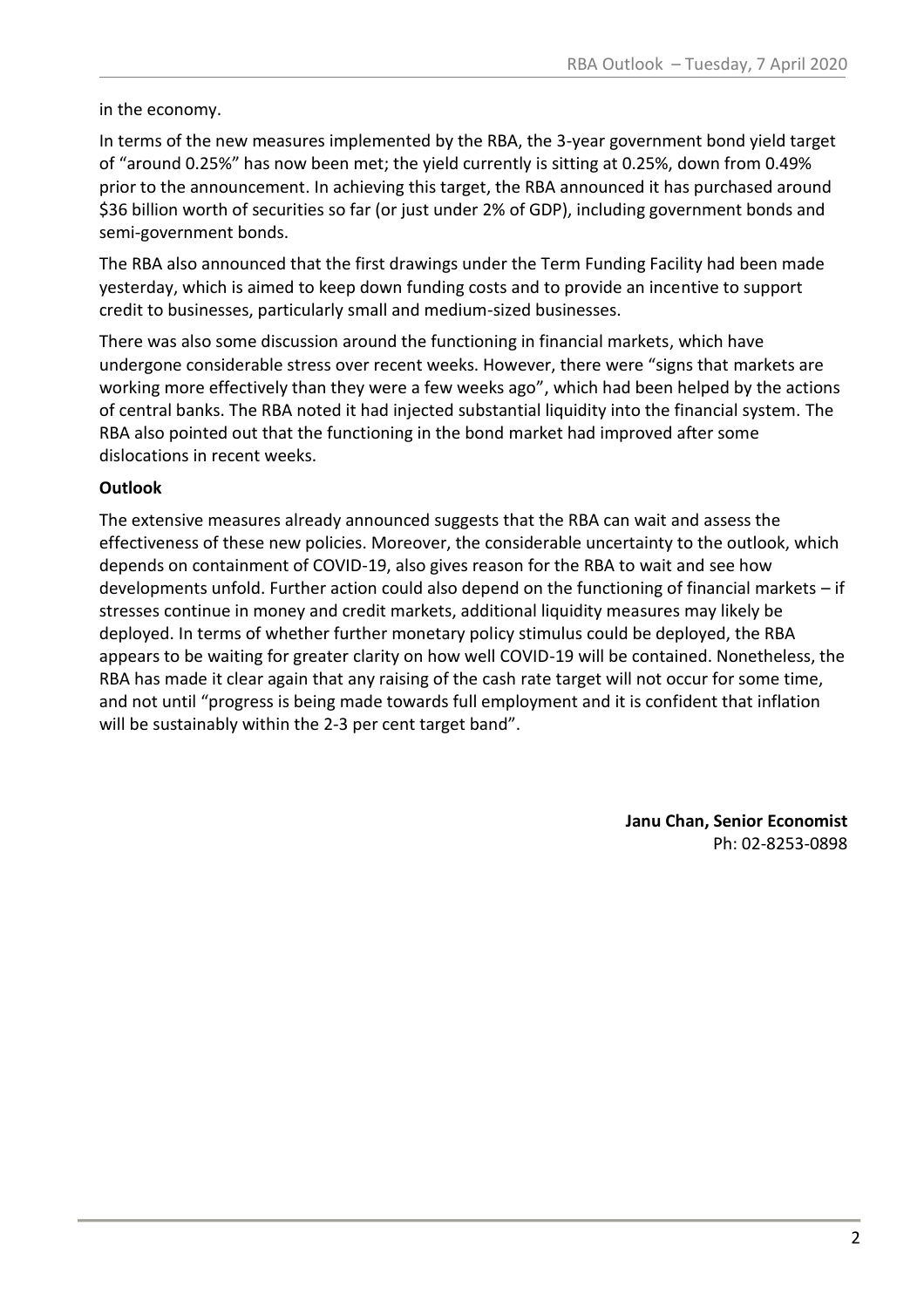in the economy.

In terms of the new measures implemented by the RBA, the 3-year government bond yield target of "around 0.25%" has now been met; the yield currently is sitting at 0.25%, down from 0.49% prior to the announcement. In achieving this target, the RBA announced it has purchased around $36 billion worth of securities so far (or just under 2% of GDP), including government bonds and semi-government bonds.

The RBA also announced that the first drawings under the Term Funding Facility had been made yesterday, which is aimed to keep down funding costs and to provide an incentive to support credit to businesses, particularly small and medium-sized businesses.

There was also some discussion around the functioning in financial markets, which have undergone considerable stress over recent weeks. However, there were "signs that markets are working more effectively than they were a few weeks ago", which had been helped by the actions of central banks. The RBA noted it had injected substantial liquidity into the financial system. The RBA also pointed out that the functioning in the bond market had improved after some dislocations in recent weeks.

**Outlook**

The extensive measures already announced suggests that the RBA can wait and assess the effectiveness of these new policies. Moreover, the considerable uncertainty to the outlook, which depends on containment of COVID-19, also gives reason for the RBA to wait and see how developments unfold. Further action could also depend on the functioning of financial markets – if stresses continue in money and credit markets, additional liquidity measures may likely be deployed. In terms of whether further monetary policy stimulus could be deployed, the RBA appears to be waiting for greater clarity on how well COVID-19 will be contained. Nonetheless, the RBA has made it clear again that any raising of the cash rate target will not occur for some time, and not until "progress is being made towards full employment and it is confident that inflation will be sustainably within the 2-3 per cent target band".

**Janu Chan, Senior Economist**
Ph: 02-8253-0898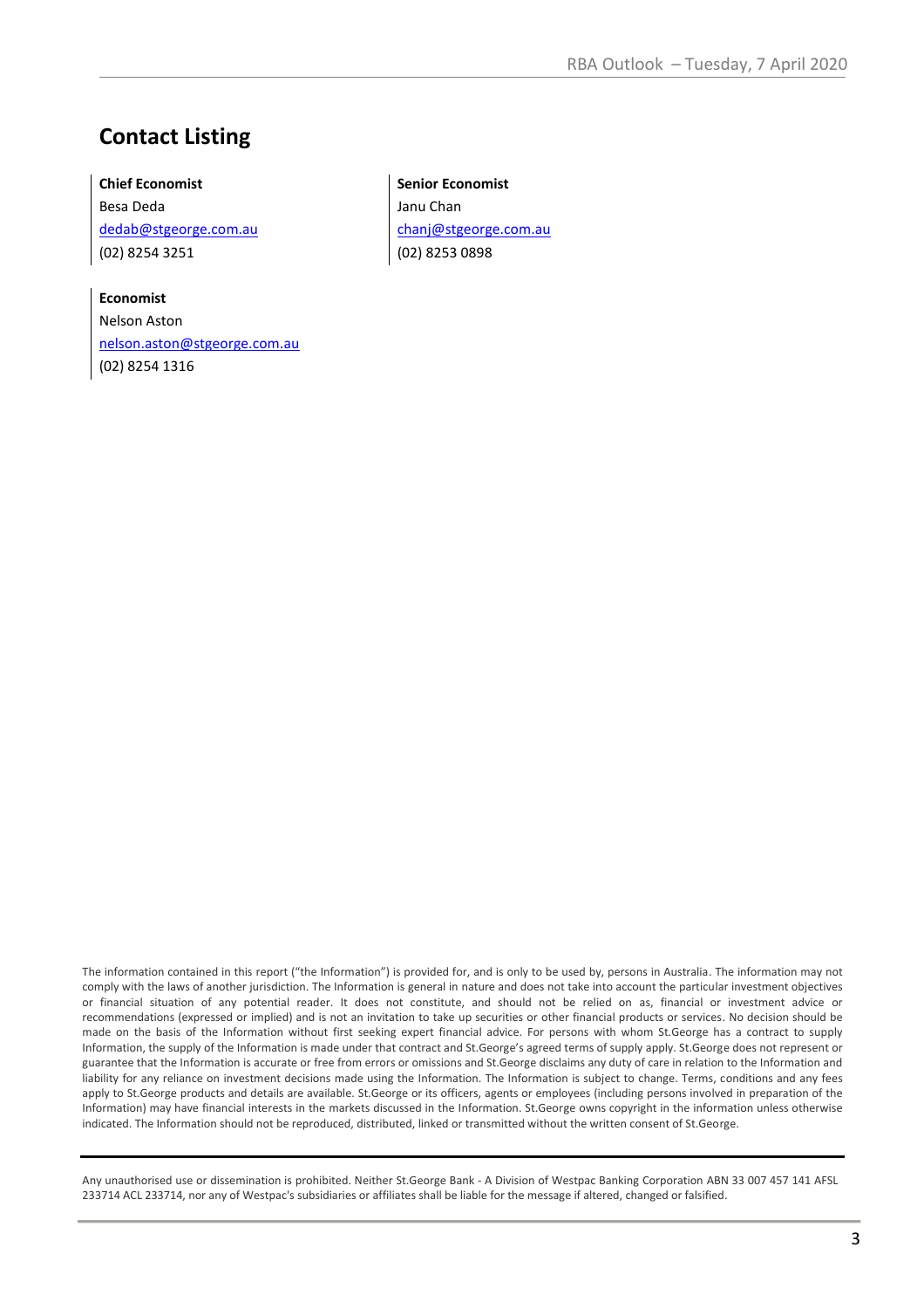## Contact Listing

**Chief Economist**
Besa Deda
dedab@stgeorge.com.au
(02) 8254 3251

**Senior Economist**
Janu Chan
chanj@stgeorge.com.au
(02) 8253 0898

**Economist**
Nelson Aston
nelson.aston@stgeorge.com.au
(02) 8254 1316

The information contained in this report ("the Information") is provided for, and is only to be used by, persons in Australia. The information may not comply with the laws of another jurisdiction. The Information is general in nature and does not take into account the particular investment objectives or financial situation of any potential reader. It does not constitute, and should not be relied on as, financial or investment advice or recommendations (expressed or implied) and is not an invitation to take up securities or other financial products or services. No decision should be made on the basis of the Information without first seeking expert financial advice. For persons with whom St.George has a contract to supply Information, the supply of the Information is made under that contract and St.George's agreed terms of supply apply. St.George does not represent or guarantee that the Information is accurate or free from errors or omissions and St.George disclaims any duty of care in relation to the Information and liability for any reliance on investment decisions made using the Information. The Information is subject to change. Terms, conditions and any fees apply to St.George products and details are available. St.George or its officers, agents or employees (including persons involved in preparation of the Information) may have financial interests in the markets discussed in the Information. St.George owns copyright in the information unless otherwise indicated. The Information should not be reproduced, distributed, linked or transmitted without the written consent of St.George.

Any unauthorised use or dissemination is prohibited. Neither St.George Bank - A Division of Westpac Banking Corporation ABN 33 007 457 141 AFSL 233714 ACL 233714, nor any of Westpac's subsidiaries or affiliates shall be liable for the message if altered, changed or falsified.